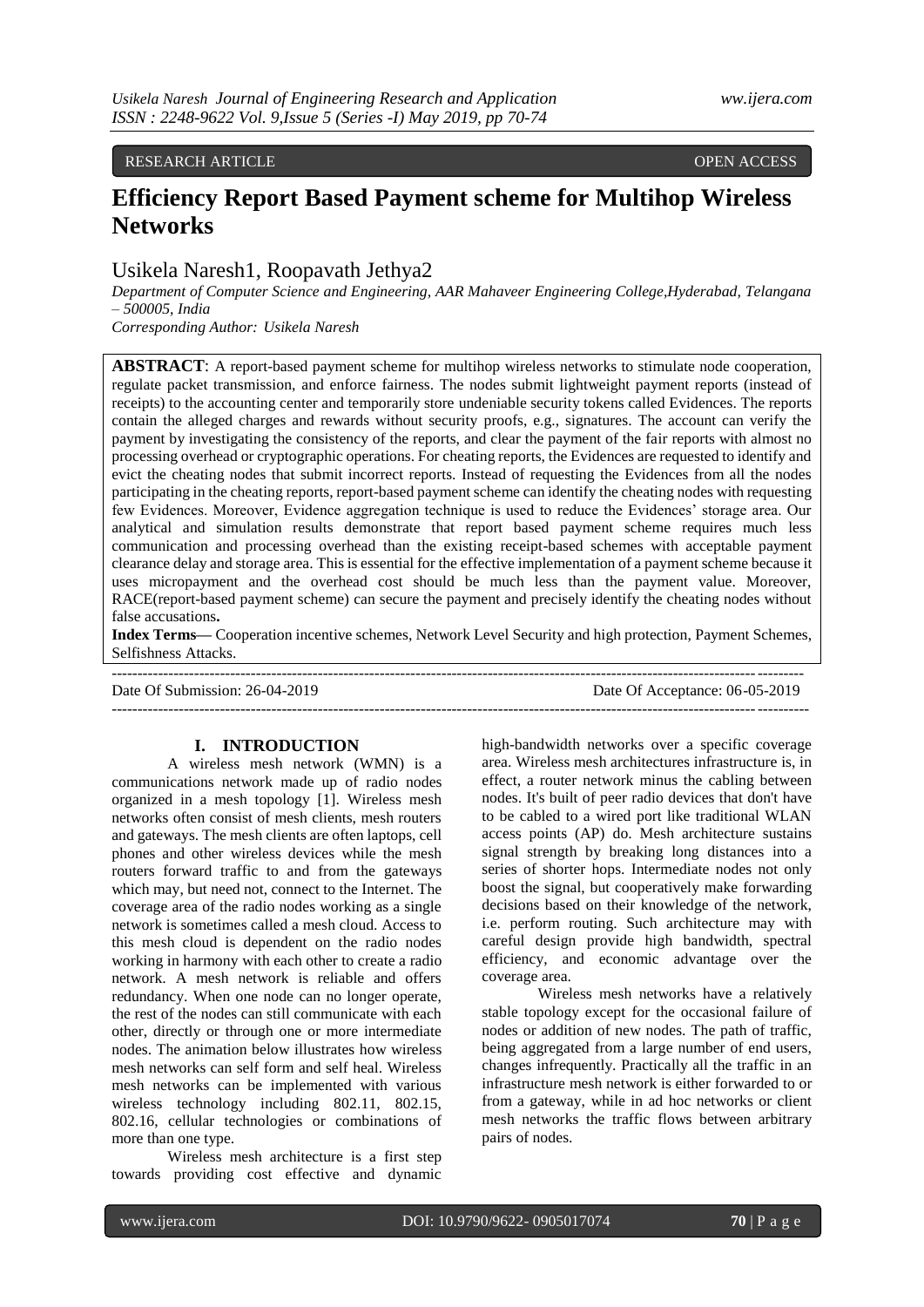RESEARCH ARTICLE OPEN ACCESS

# Efficiency Report Based Payment scheme for Multihop Wireless Networks

Usikela Naresh1, Roopavath Jethya2

*Department of Computer Science and Engineering, AAR Mahaveer Engineering College,Hyderabad, Telangana – 500005, India*

*Corresponding Author: Usikela Naresh*

**ABSTRACT**: A report-based payment scheme for multihop wireless networks to stimulate node cooperation, regulate packet transmission, and enforce fairness. The nodes submit lightweight payment reports (instead of receipts) to the accounting center and temporarily store undeniable security tokens called Evidences. The reports contain the alleged charges and rewards without security proofs, e.g., signatures. The account can verify the payment by investigating the consistency of the reports, and clear the payment of the fair reports with almost no processing overhead or cryptographic operations. For cheating reports, the Evidences are requested to identify and evict the cheating nodes that submit incorrect reports. Instead of requesting the Evidences from all the nodes participating in the cheating reports, report-based payment scheme can identify the cheating nodes with requesting few Evidences. Moreover, Evidence aggregation technique is used to reduce the Evidences' storage area. Our analytical and simulation results demonstrate that report based payment scheme requires much less communication and processing overhead than the existing receipt-based schemes with acceptable payment clearance delay and storage area. This is essential for the effective implementation of a payment scheme because it uses micropayment and the overhead cost should be much less than the payment value. Moreover, RACE(report-based payment scheme) can secure the payment and precisely identify the cheating nodes without false accusations**.**

**Index Terms—** Cooperation incentive schemes, Network Level Security and high protection, Payment Schemes, Selfishness Attacks.

---

Date Of Submission: 26-04-2019 Date Of Acceptance: 06-05-2019

---

## I. INTRODUCTION

A wireless mesh network (WMN) is a communications network made up of radio nodes organized in a mesh topology [1]. Wireless mesh networks often consist of mesh clients, mesh routers and gateways. The mesh clients are often laptops, cell phones and other wireless devices while the mesh routers forward traffic to and from the gateways which may, but need not, connect to the Internet. The coverage area of the radio nodes working as a single network is sometimes called a mesh cloud. Access to this mesh cloud is dependent on the radio nodes working in harmony with each other to create a radio network. A mesh network is reliable and offers redundancy. When one node can no longer operate, the rest of the nodes can still communicate with each other, directly or through one or more intermediate nodes. The animation below illustrates how wireless mesh networks can self form and self heal. Wireless mesh networks can be implemented with various wireless technology including 802.11, 802.15, 802.16, cellular technologies or combinations of more than one type.

Wireless mesh architecture is a first step towards providing cost effective and dynamic high-bandwidth networks over a specific coverage area. Wireless mesh architectures infrastructure is, in effect, a router network minus the cabling between nodes. It's built of peer radio devices that don't have to be cabled to a wired port like traditional WLAN access points (AP) do. Mesh architecture sustains signal strength by breaking long distances into a series of shorter hops. Intermediate nodes not only boost the signal, but cooperatively make forwarding decisions based on their knowledge of the network, i.e. perform routing. Such architecture may with careful design provide high bandwidth, spectral efficiency, and economic advantage over the coverage area.

Wireless mesh networks have a relatively stable topology except for the occasional failure of nodes or addition of new nodes. The path of traffic, being aggregated from a large number of end users, changes infrequently. Practically all the traffic in an infrastructure mesh network is either forwarded to or from a gateway, while in ad hoc networks or client mesh networks the traffic flows between arbitrary pairs of nodes.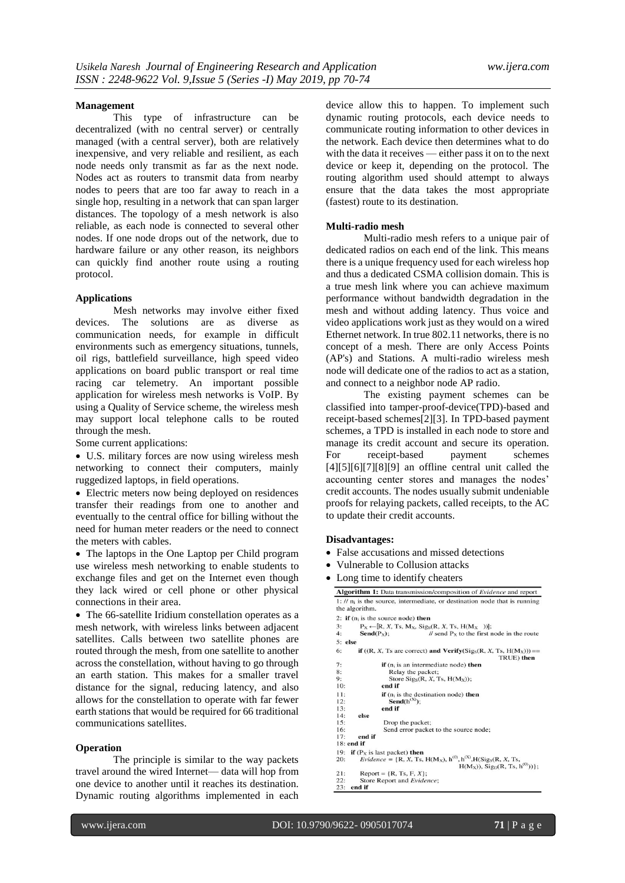#### Management

This type of infrastructure can be decentralized (with no central server) or centrally managed (with a central server), both are relatively inexpensive, and very reliable and resilient, as each node needs only transmit as far as the next node. Nodes act as routers to transmit data from nearby nodes to peers that are too far away to reach in a single hop, resulting in a network that can span larger distances. The topology of a mesh network is also reliable, as each node is connected to several other nodes. If one node drops out of the network, due to hardware failure or any other reason, its neighbors can quickly find another route using a routing protocol.

#### Applications

Mesh networks may involve either fixed devices. The solutions are as diverse as communication needs, for example in difficult environments such as emergency situations, tunnels, oil rigs, battlefield surveillance, high speed video applications on board public transport or real time racing car telemetry. An important possible application for wireless mesh networks is VoIP. By using a Quality of Service scheme, the wireless mesh may support local telephone calls to be routed through the mesh.

Some current applications:

- U.S. military forces are now using wireless mesh networking to connect their computers, mainly ruggedized laptops, in field operations.
- Electric meters now being deployed on residences transfer their readings from one to another and eventually to the central office for billing without the need for human meter readers or the need to connect the meters with cables.
- The laptops in the One Laptop per Child program use wireless mesh networking to enable students to exchange files and get on the Internet even though they lack wired or cell phone or other physical connections in their area.
- The 66-satellite Iridium constellation operates as a mesh network, with wireless links between adjacent satellites. Calls between two satellite phones are routed through the mesh, from one satellite to another across the constellation, without having to go through an earth station. This makes for a smaller travel distance for the signal, reducing latency, and also allows for the constellation to operate with far fewer earth stations that would be required for 66 traditional communications satellites.

#### Operation

The principle is similar to the way packets travel around the wired Internet— data will hop from one device to another until it reaches its destination. Dynamic routing algorithms implemented in each device allow this to happen. To implement such dynamic routing protocols, each device needs to communicate routing information to other devices in the network. Each device then determines what to do with the data it receives — either pass it on to the next device or keep it, depending on the protocol. The routing algorithm used should attempt to always ensure that the data takes the most appropriate (fastest) route to its destination.

#### Multi-radio mesh

Multi-radio mesh refers to a unique pair of dedicated radios on each end of the link. This means there is a unique frequency used for each wireless hop and thus a dedicated CSMA collision domain. This is a true mesh link where you can achieve maximum performance without bandwidth degradation in the mesh and without adding latency. Thus voice and video applications work just as they would on a wired Ethernet network. In true 802.11 networks, there is no concept of a mesh. There are only Access Points (AP's) and Stations. A multi-radio wireless mesh node will dedicate one of the radios to act as a station, and connect to a neighbor node AP radio.

The existing payment schemes can be classified into tamper-proof-device(TPD)-based and receipt-based schemes[2][3]. In TPD-based payment schemes, a TPD is installed in each node to store and manage its credit account and secure its operation. For receipt-based payment schemes [4][5][6][7][8][9] an offline central unit called the accounting center stores and manages the nodes' credit accounts. The nodes usually submit undeniable proofs for relaying packets, called receipts, to the AC to update their credit accounts.

#### Disadvantages:

- False accusations and missed detections
- Vulnerable to Collusion attacks
- Long time to identify cheaters

**Algorithm 1:** Data transmission/composition of *Evidence* and report

```
1: // n_i is the source, intermediate, or destination node that is running
   the algorithm.
2: if (n_i is the source node) then
3:     P_X ← [R, X, Ts, M_X, Sig_S(R, X, Ts, H(M_X))];
4:     Send(P_X);            // send P_X to the first node in the route
5: else
6:     if ((R, X, Ts are correct) and Verify(Sig_S(R, X, Ts, H(M_X))) ==
                                                             TRUE) then
7:         if (n_i is an intermediate node) then
8:             Relay the packet;
9:             Store Sig_S(R, X, Ts, H(M_X));
10:        end if
11:        if (n_i is the destination node) then
12:            Send(h^(X));
13:        end if
14:    else
15:        Drop the packet;
16:        Send error packet to the source node;
17:    end if
18: end if
19: if (P_X is last packet) then
20:    Evidence = {R, X, Ts, H(M_X), h^(0), h^(X), H(Sig_S(R, X, Ts,
                   H(M_X)), Sig_D(R, Ts, h^(0)))};
21:    Report = {R, Ts, F, X};
22:    Store Report and Evidence;
23: end if
```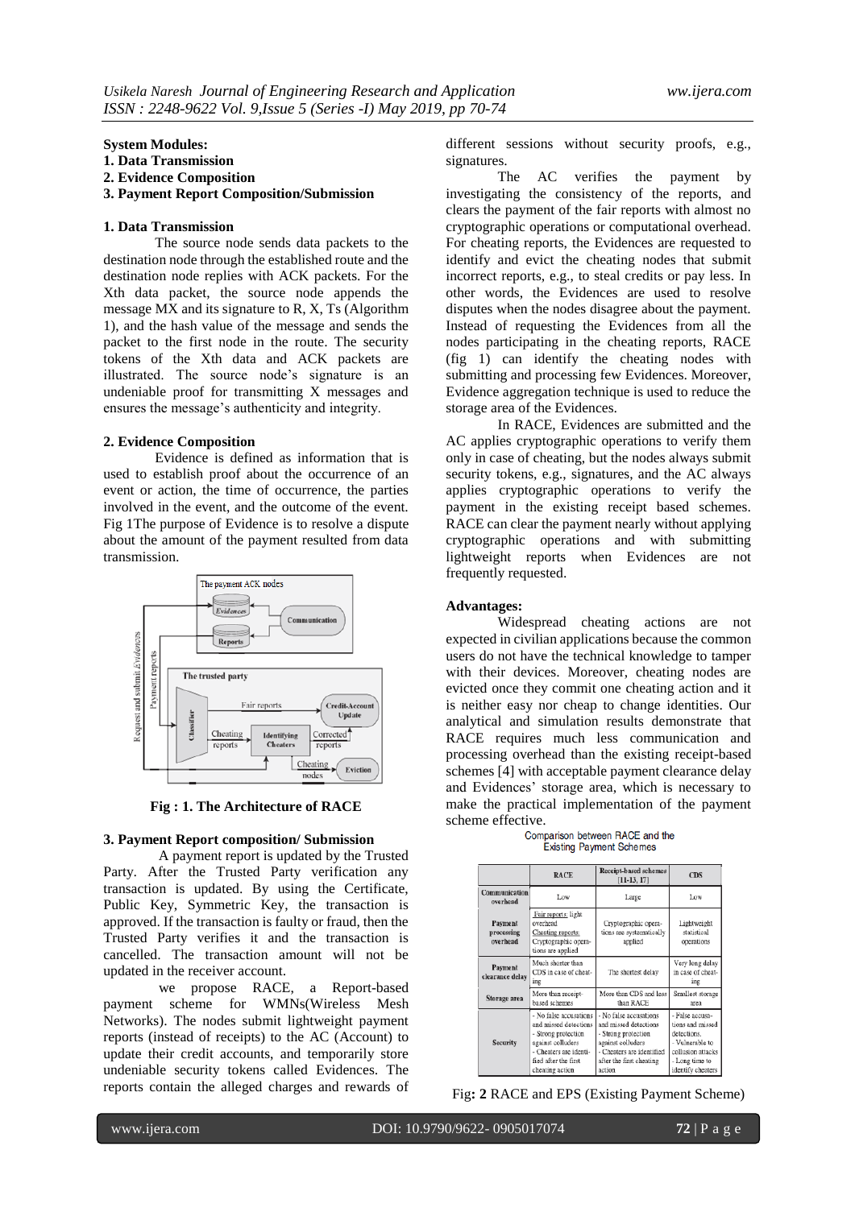**System Modules:**
**1. Data Transmission**
**2. Evidence Composition**
**3. Payment Report Composition/Submission**

**1. Data Transmission**

The source node sends data packets to the destination node through the established route and the destination node replies with ACK packets. For the Xth data packet, the source node appends the message MX and its signature to R, X, Ts (Algorithm 1), and the hash value of the message and sends the packet to the first node in the route. The security tokens of the Xth data and ACK packets are illustrated. The source node's signature is an undeniable proof for transmitting X messages and ensures the message's authenticity and integrity.

**2. Evidence Composition**

Evidence is defined as information that is used to establish proof about the occurrence of an event or action, the time of occurrence, the parties involved in the event, and the outcome of the event. Fig 1The purpose of Evidence is to resolve a dispute about the amount of the payment resulted from data transmission.

**Fig : 1. The Architecture of RACE**

**3. Payment Report composition/ Submission**

A payment report is updated by the Trusted Party. After the Trusted Party verification any transaction is updated. By using the Certificate, Public Key, Symmetric Key, the transaction is approved. If the transaction is faulty or fraud, then the Trusted Party verifies it and the transaction is cancelled. The transaction amount will not be updated in the receiver account.

we propose RACE, a Report-based payment scheme for WMNs(Wireless Mesh Networks). The nodes submit lightweight payment reports (instead of receipts) to the AC (Account) to update their credit accounts, and temporarily store undeniable security tokens called Evidences. The reports contain the alleged charges and rewards of different sessions without security proofs, e.g., signatures.

The AC verifies the payment by investigating the consistency of the reports, and clears the payment of the fair reports with almost no cryptographic operations or computational overhead. For cheating reports, the Evidences are requested to identify and evict the cheating nodes that submit incorrect reports, e.g., to steal credits or pay less. In other words, the Evidences are used to resolve disputes when the nodes disagree about the payment. Instead of requesting the Evidences from all the nodes participating in the cheating reports, RACE (fig 1) can identify the cheating nodes with submitting and processing few Evidences. Moreover, Evidence aggregation technique is used to reduce the storage area of the Evidences.

In RACE, Evidences are submitted and the AC applies cryptographic operations to verify them only in case of cheating, but the nodes always submit security tokens, e.g., signatures, and the AC always applies cryptographic operations to verify the payment in the existing receipt based schemes. RACE can clear the payment nearly without applying cryptographic operations and with submitting lightweight reports when Evidences are not frequently requested.

**Advantages:**

Widespread cheating actions are not expected in civilian applications because the common users do not have the technical knowledge to tamper with their devices. Moreover, cheating nodes are evicted once they commit one cheating action and it is neither easy nor cheap to change identities. Our analytical and simulation results demonstrate that RACE requires much less communication and processing overhead than the existing receipt-based schemes [4] with acceptable payment clearance delay and Evidences' storage area, which is necessary to make the practical implementation of the payment scheme effective.

Comparison between RACE and the Existing Payment Schemes

| | RACE | Receipt-based schemes [11-13, 17] | CDS |
|---|---|---|---|
| Communication overhead | Low | Large | Low |
| Payment processing overhead | Fair reports: light overhead<br>Cheating reports: Cryptographic operations are applied | Cryptographic operations are systematically applied | Lightweight statistical operations |
| Payment clearance delay | Much shorter than CDS in case of cheating | The shortest delay | Very long delay in case of cheating |
| Storage area | More than receipt-based schemes | More than CDS and less than RACE | Smallest storage area |
| Security | - No false accusations and missed detections<br>- Strong protection against colluders<br>- Cheaters are identified after the first cheating action | - No false accusations and missed detections<br>- Strong protection against colluders<br>- Cheaters are identified after the first cheating action | - False accusations and missed detections.<br>- Vulnerable to collusion attacks<br>- Long time to identify cheaters |

Fig**: 2** RACE and EPS (Existing Payment Scheme)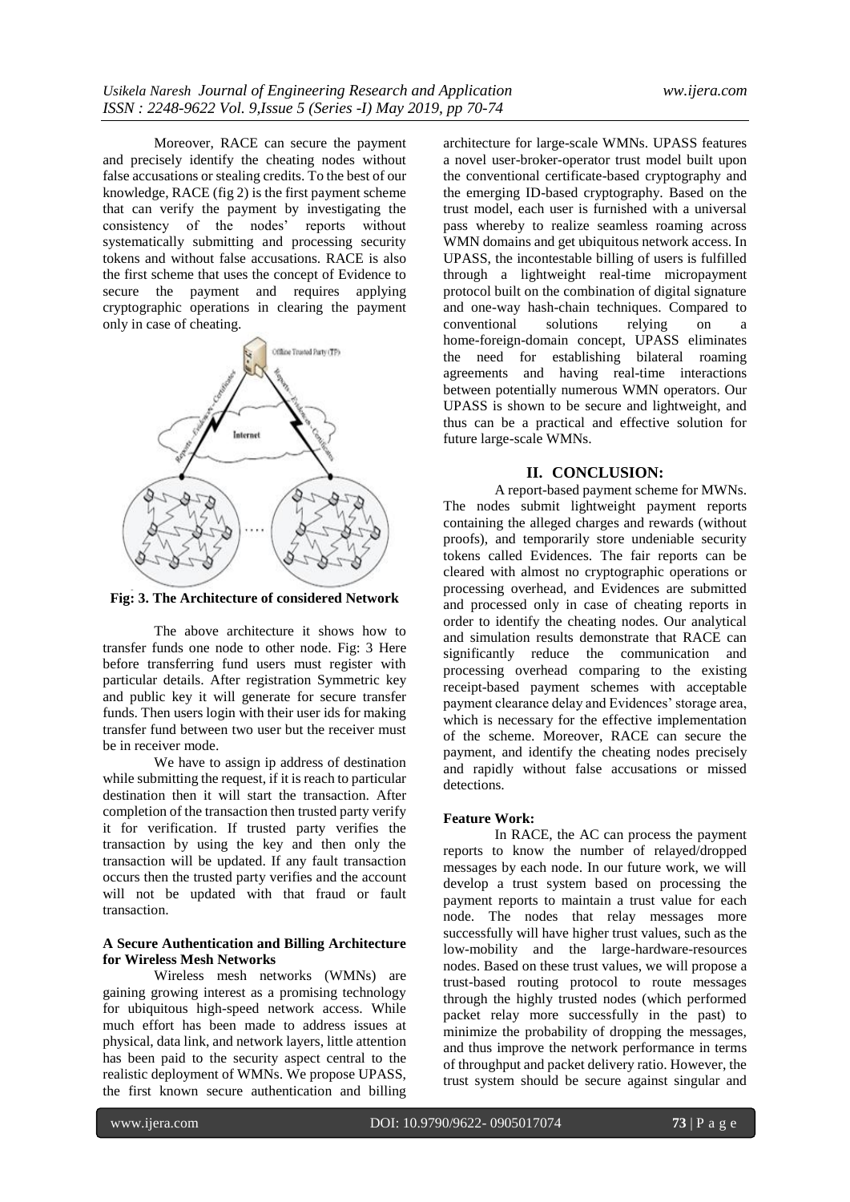Moreover, RACE can secure the payment and precisely identify the cheating nodes without false accusations or stealing credits. To the best of our knowledge, RACE (fig 2) is the first payment scheme that can verify the payment by investigating the consistency of the nodes' reports without systematically submitting and processing security tokens and without false accusations. RACE is also the first scheme that uses the concept of Evidence to secure the payment and requires applying cryptographic operations in clearing the payment only in case of cheating.

Offline Trusted Party (TP)

Reports - Evidences - Certificates

Internet

Reports - Evidences - Certificates

**Fig: 3. The Architecture of considered Network**

The above architecture it shows how to transfer funds one node to other node. Fig: 3 Here before transferring fund users must register with particular details. After registration Symmetric key and public key it will generate for secure transfer funds. Then users login with their user ids for making transfer fund between two user but the receiver must be in receiver mode.

We have to assign ip address of destination while submitting the request, if it is reach to particular destination then it will start the transaction. After completion of the transaction then trusted party verify it for verification. If trusted party verifies the transaction by using the key and then only the transaction will be updated. If any fault transaction occurs then the trusted party verifies and the account will not be updated with that fraud or fault transaction.

**A Secure Authentication and Billing Architecture for Wireless Mesh Networks**

Wireless mesh networks (WMNs) are gaining growing interest as a promising technology for ubiquitous high-speed network access. While much effort has been made to address issues at physical, data link, and network layers, little attention has been paid to the security aspect central to the realistic deployment of WMNs. We propose UPASS, the first known secure authentication and billing architecture for large-scale WMNs. UPASS features a novel user-broker-operator trust model built upon the conventional certificate-based cryptography and the emerging ID-based cryptography. Based on the trust model, each user is furnished with a universal pass whereby to realize seamless roaming across WMN domains and get ubiquitous network access. In UPASS, the incontestable billing of users is fulfilled through a lightweight real-time micropayment protocol built on the combination of digital signature and one-way hash-chain techniques. Compared to conventional solutions relying on a home-foreign-domain concept, UPASS eliminates the need for establishing bilateral roaming agreements and having real-time interactions between potentially numerous WMN operators. Our UPASS is shown to be secure and lightweight, and thus can be a practical and effective solution for future large-scale WMNs.

## II. CONCLUSION:

A report-based payment scheme for MWNs. The nodes submit lightweight payment reports containing the alleged charges and rewards (without proofs), and temporarily store undeniable security tokens called Evidences. The fair reports can be cleared with almost no cryptographic operations or processing overhead, and Evidences are submitted and processed only in case of cheating reports in order to identify the cheating nodes. Our analytical and simulation results demonstrate that RACE can significantly reduce the communication and processing overhead comparing to the existing receipt-based payment schemes with acceptable payment clearance delay and Evidences' storage area, which is necessary for the effective implementation of the scheme. Moreover, RACE can secure the payment, and identify the cheating nodes precisely and rapidly without false accusations or missed detections.

**Feature Work:**

In RACE, the AC can process the payment reports to know the number of relayed/dropped messages by each node. In our future work, we will develop a trust system based on processing the payment reports to maintain a trust value for each node. The nodes that relay messages more successfully will have higher trust values, such as the low-mobility and the large-hardware-resources nodes. Based on these trust values, we will propose a trust-based routing protocol to route messages through the highly trusted nodes (which performed packet relay more successfully in the past) to minimize the probability of dropping the messages, and thus improve the network performance in terms of throughput and packet delivery ratio. However, the trust system should be secure against singular and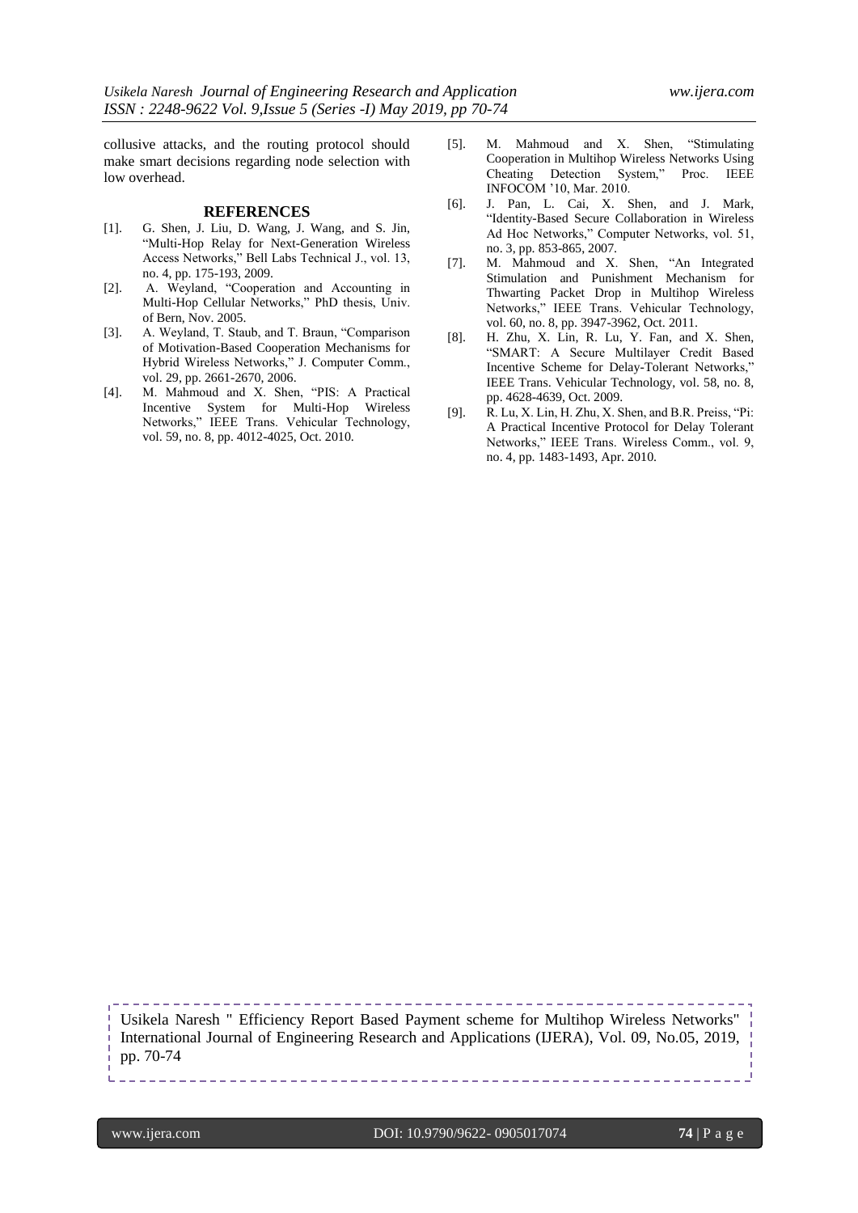collusive attacks, and the routing protocol should make smart decisions regarding node selection with low overhead.

## REFERENCES

[1]. G. Shen, J. Liu, D. Wang, J. Wang, and S. Jin, "Multi-Hop Relay for Next-Generation Wireless Access Networks," Bell Labs Technical J., vol. 13, no. 4, pp. 175-193, 2009.

[2]. A. Weyland, "Cooperation and Accounting in Multi-Hop Cellular Networks," PhD thesis, Univ. of Bern, Nov. 2005.

[3]. A. Weyland, T. Staub, and T. Braun, "Comparison of Motivation-Based Cooperation Mechanisms for Hybrid Wireless Networks," J. Computer Comm., vol. 29, pp. 2661-2670, 2006.

[4]. M. Mahmoud and X. Shen, "PIS: A Practical Incentive System for Multi-Hop Wireless Networks," IEEE Trans. Vehicular Technology, vol. 59, no. 8, pp. 4012-4025, Oct. 2010.

[5]. M. Mahmoud and X. Shen, "Stimulating Cooperation in Multihop Wireless Networks Using Cheating Detection System," Proc. IEEE INFOCOM '10, Mar. 2010.

[6]. J. Pan, L. Cai, X. Shen, and J. Mark, "Identity-Based Secure Collaboration in Wireless Ad Hoc Networks," Computer Networks, vol. 51, no. 3, pp. 853-865, 2007.

[7]. M. Mahmoud and X. Shen, "An Integrated Stimulation and Punishment Mechanism for Thwarting Packet Drop in Multihop Wireless Networks," IEEE Trans. Vehicular Technology, vol. 60, no. 8, pp. 3947-3962, Oct. 2011.

[8]. H. Zhu, X. Lin, R. Lu, Y. Fan, and X. Shen, "SMART: A Secure Multilayer Credit Based Incentive Scheme for Delay-Tolerant Networks," IEEE Trans. Vehicular Technology, vol. 58, no. 8, pp. 4628-4639, Oct. 2009.

[9]. R. Lu, X. Lin, H. Zhu, X. Shen, and B.R. Preiss, "Pi: A Practical Incentive Protocol for Delay Tolerant Networks," IEEE Trans. Wireless Comm., vol. 9, no. 4, pp. 1483-1493, Apr. 2010.

Usikela Naresh " Efficiency Report Based Payment scheme for Multihop Wireless Networks" International Journal of Engineering Research and Applications (IJERA), Vol. 09, No.05, 2019, pp. 70-74